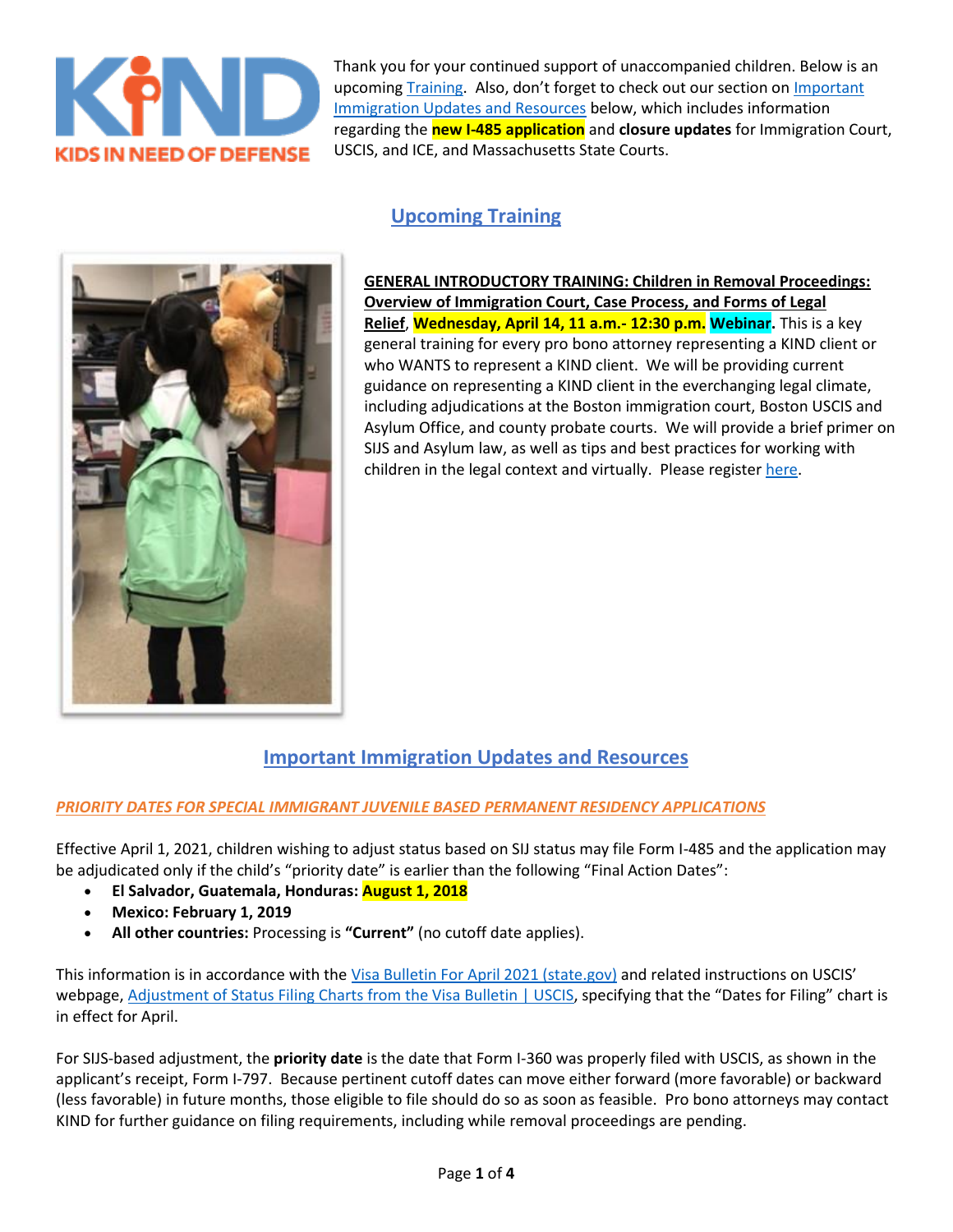Thank you for your continued support of unaccompanied children. Below is an upcoming Training. Also, don't forget to check out our section on Important Immigration Updates and Resources below, which includes information regarding the **new I-485 application** and **closure updates** for Immigration Court, USCIS, and ICE, and Massachusetts State Courts.

## Upcoming Training

**GENERAL INTRODUCTORY TRAINING: Children in Removal Proceedings: Overview of Immigration Court, Case Process, and Forms of Legal Relief**, **Wednesday, April 14, 11 a.m.- 12:30 p.m. Webinar.** This is a key general training for every pro bono attorney representing a KIND client or who WANTS to represent a KIND client. We will be providing current guidance on representing a KIND client in the everchanging legal climate, including adjudications at the Boston immigration court, Boston USCIS and Asylum Office, and county probate courts. We will provide a brief primer on SIJS and Asylum law, as well as tips and best practices for working with children in the legal context and virtually. Please register here.

## Important Immigration Updates and Resources

***PRIORITY DATES FOR SPECIAL IMMIGRANT JUVENILE BASED PERMANENT RESIDENCY APPLICATIONS***

Effective April 1, 2021, children wishing to adjust status based on SIJ status may file Form I-485 and the application may be adjudicated only if the child's "priority date" is earlier than the following "Final Action Dates":

- **El Salvador, Guatemala, Honduras: August 1, 2018**
- **Mexico: February 1, 2019**
- **All other countries:** Processing is **"Current"** (no cutoff date applies).

This information is in accordance with the Visa Bulletin For April 2021 (state.gov) and related instructions on USCIS' webpage, Adjustment of Status Filing Charts from the Visa Bulletin | USCIS, specifying that the "Dates for Filing" chart is in effect for April.

For SIJS-based adjustment, the **priority date** is the date that Form I-360 was properly filed with USCIS, as shown in the applicant's receipt, Form I-797. Because pertinent cutoff dates can move either forward (more favorable) or backward (less favorable) in future months, those eligible to file should do so as soon as feasible. Pro bono attorneys may contact KIND for further guidance on filing requirements, including while removal proceedings are pending.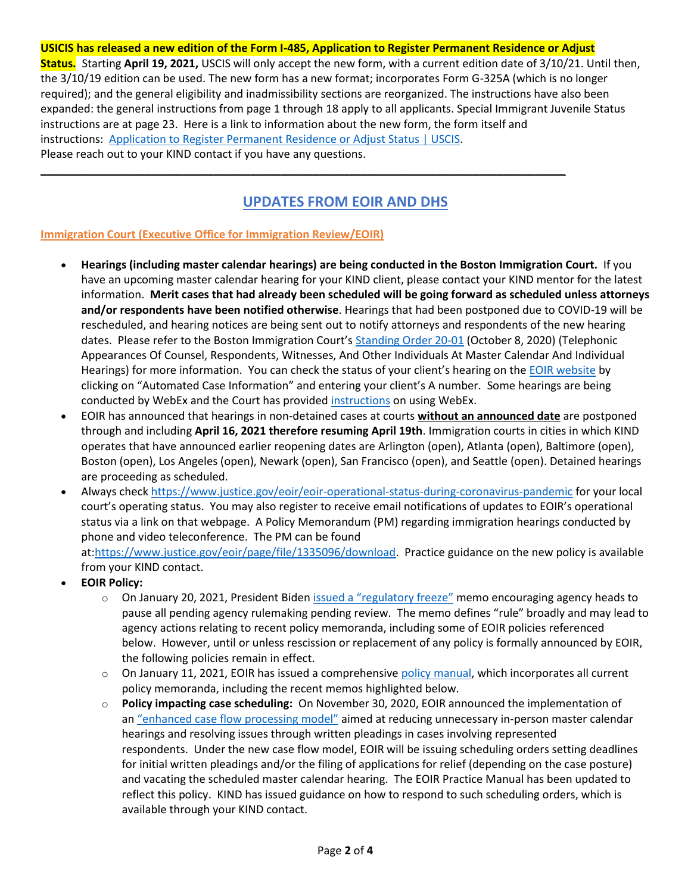**USICIS has released a new edition of the Form I-485, Application to Register Permanent Residence or Adjust Status.** Starting **April 19, 2021,** USCIS will only accept the new form, with a current edition date of 3/10/21. Until then, the 3/10/19 edition can be used. The new form has a new format; incorporates Form G-325A (which is no longer required); and the general eligibility and inadmissibility sections are reorganized. The instructions have also been expanded: the general instructions from page 1 through 18 apply to all applicants. Special Immigrant Juvenile Status instructions are at page 23. Here is a link to information about the new form, the form itself and instructions: [Application to Register Permanent Residence or Adjust Status | USCIS](). Please reach out to your KIND contact if you have any questions.

---

## UPDATES FROM EOIR AND DHS

### Immigration Court (Executive Office for Immigration Review/EOIR)

- **Hearings (including master calendar hearings) are being conducted in the Boston Immigration Court.** If you have an upcoming master calendar hearing for your KIND client, please contact your KIND mentor for the latest information. **Merit cases that had already been scheduled will be going forward as scheduled unless attorneys and/or respondents have been notified otherwise**. Hearings that had been postponed due to COVID-19 will be rescheduled, and hearing notices are being sent out to notify attorneys and respondents of the new hearing dates. Please refer to the Boston Immigration Court's Standing Order 20-01 (October 8, 2020) (Telephonic Appearances Of Counsel, Respondents, Witnesses, And Other Individuals At Master Calendar And Individual Hearings) for more information. You can check the status of your client's hearing on the EOIR website by clicking on "Automated Case Information" and entering your client's A number. Some hearings are being conducted by WebEx and the Court has provided instructions on using WebEx.
- EOIR has announced that hearings in non-detained cases at courts **without an announced date** are postponed through and including **April 16, 2021 therefore resuming April 19th**. Immigration courts in cities in which KIND operates that have announced earlier reopening dates are Arlington (open), Atlanta (open), Baltimore (open), Boston (open), Los Angeles (open), Newark (open), San Francisco (open), and Seattle (open). Detained hearings are proceeding as scheduled.
- Always check https://www.justice.gov/eoir/eoir-operational-status-during-coronavirus-pandemic for your local court's operating status. You may also register to receive email notifications of updates to EOIR's operational status via a link on that webpage. A Policy Memorandum (PM) regarding immigration hearings conducted by phone and video teleconference. The PM can be found at:https://www.justice.gov/eoir/page/file/1335096/download. Practice guidance on the new policy is available from your KIND contact.
- **EOIR Policy:**
  - On January 20, 2021, President Biden issued a "regulatory freeze" memo encouraging agency heads to pause all pending agency rulemaking pending review. The memo defines "rule" broadly and may lead to agency actions relating to recent policy memoranda, including some of EOIR policies referenced below. However, until or unless rescission or replacement of any policy is formally announced by EOIR, the following policies remain in effect.
  - On January 11, 2021, EOIR has issued a comprehensive policy manual, which incorporates all current policy memoranda, including the recent memos highlighted below.
  - **Policy impacting case scheduling:** On November 30, 2020, EOIR announced the implementation of an "enhanced case flow processing model" aimed at reducing unnecessary in-person master calendar hearings and resolving issues through written pleadings in cases involving represented respondents. Under the new case flow model, EOIR will be issuing scheduling orders setting deadlines for initial written pleadings and/or the filing of applications for relief (depending on the case posture) and vacating the scheduled master calendar hearing. The EOIR Practice Manual has been updated to reflect this policy. KIND has issued guidance on how to respond to such scheduling orders, which is available through your KIND contact.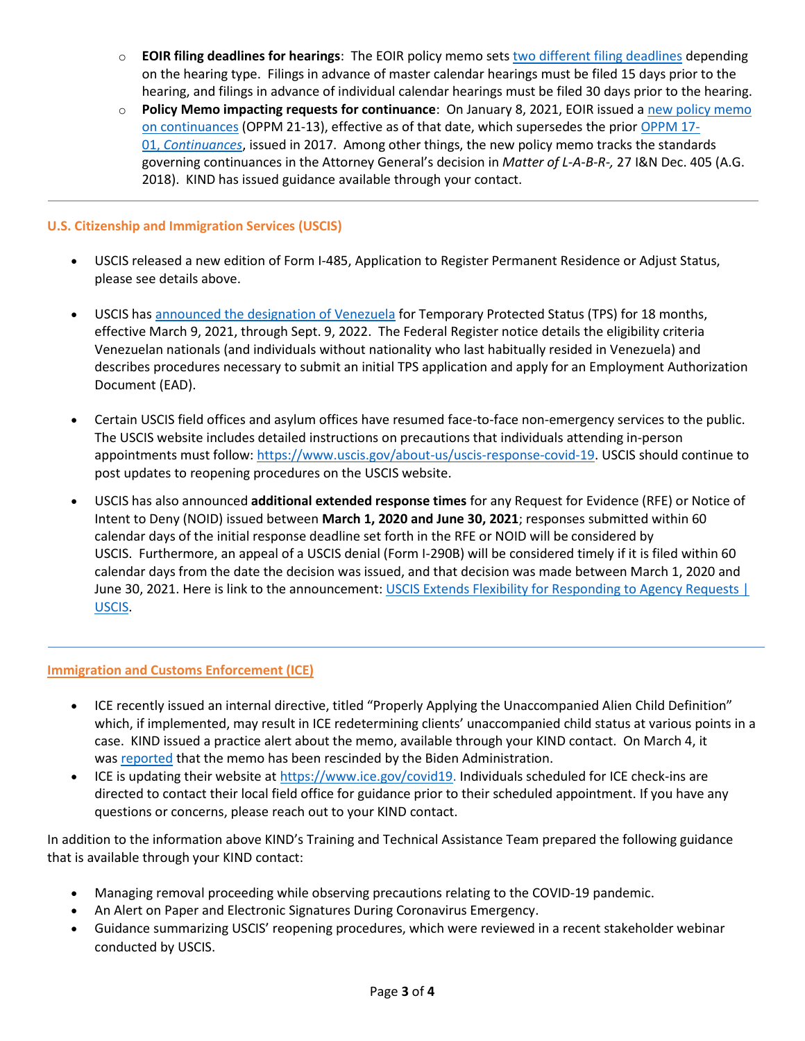- **EOIR filing deadlines for hearings**: The EOIR policy memo sets two different filing deadlines depending on the hearing type. Filings in advance of master calendar hearings must be filed 15 days prior to the hearing, and filings in advance of individual calendar hearings must be filed 30 days prior to the hearing.
- **Policy Memo impacting requests for continuance**: On January 8, 2021, EOIR issued a new policy memo on continuances (OPPM 21-13), effective as of that date, which supersedes the prior OPPM 17-01, *Continuances*, issued in 2017. Among other things, the new policy memo tracks the standards governing continuances in the Attorney General's decision in *Matter of L-A-B-R-,* 27 I&N Dec. 405 (A.G. 2018). KIND has issued guidance available through your contact.

---

## U.S. Citizenship and Immigration Services (USCIS)

- USCIS released a new edition of Form I-485, Application to Register Permanent Residence or Adjust Status, please see details above.

- USCIS has announced the designation of Venezuela for Temporary Protected Status (TPS) for 18 months, effective March 9, 2021, through Sept. 9, 2022. The Federal Register notice details the eligibility criteria Venezuelan nationals (and individuals without nationality who last habitually resided in Venezuela) and describes procedures necessary to submit an initial TPS application and apply for an Employment Authorization Document (EAD).

- Certain USCIS field offices and asylum offices have resumed face-to-face non-emergency services to the public. The USCIS website includes detailed instructions on precautions that individuals attending in-person appointments must follow: https://www.uscis.gov/about-us/uscis-response-covid-19. USCIS should continue to post updates to reopening procedures on the USCIS website.

- USCIS has also announced **additional extended response times** for any Request for Evidence (RFE) or Notice of Intent to Deny (NOID) issued between **March 1, 2020 and June 30, 2021**; responses submitted within 60 calendar days of the initial response deadline set forth in the RFE or NOID will be considered by USCIS. Furthermore, an appeal of a USCIS denial (Form I-290B) will be considered timely if it is filed within 60 calendar days from the date the decision was issued, and that decision was made between March 1, 2020 and June 30, 2021. Here is link to the announcement: USCIS Extends Flexibility for Responding to Agency Requests | USCIS.

---

## Immigration and Customs Enforcement (ICE)

- ICE recently issued an internal directive, titled "Properly Applying the Unaccompanied Alien Child Definition" which, if implemented, may result in ICE redetermining clients' unaccompanied child status at various points in a case. KIND issued a practice alert about the memo, available through your KIND contact. On March 4, it was reported that the memo has been rescinded by the Biden Administration.
- ICE is updating their website at https://www.ice.gov/covid19. Individuals scheduled for ICE check-ins are directed to contact their local field office for guidance prior to their scheduled appointment. If you have any questions or concerns, please reach out to your KIND contact.

In addition to the information above KIND's Training and Technical Assistance Team prepared the following guidance that is available through your KIND contact:

- Managing removal proceeding while observing precautions relating to the COVID-19 pandemic.
- An Alert on Paper and Electronic Signatures During Coronavirus Emergency.
- Guidance summarizing USCIS' reopening procedures, which were reviewed in a recent stakeholder webinar conducted by USCIS.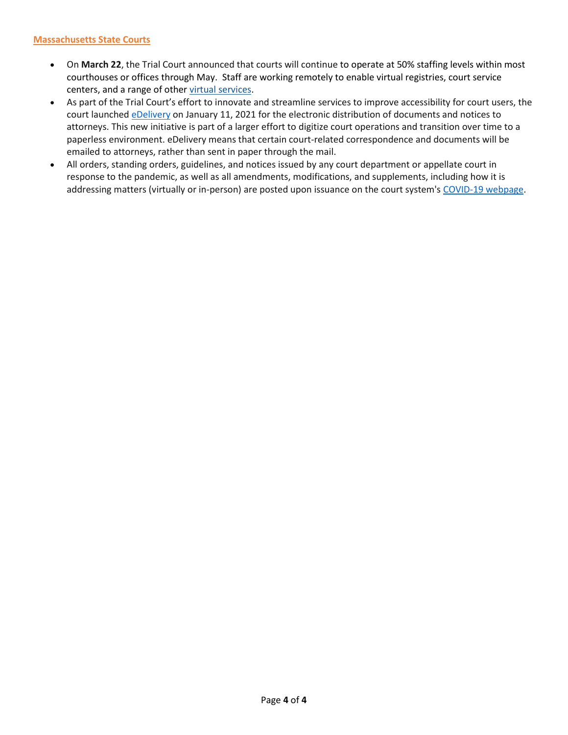## Massachusetts State Courts

- On **March 22**, the Trial Court announced that courts will continue to operate at 50% staffing levels within most courthouses or offices through May. Staff are working remotely to enable virtual registries, court service centers, and a range of other virtual services.
- As part of the Trial Court's effort to innovate and streamline services to improve accessibility for court users, the court launched eDelivery on January 11, 2021 for the electronic distribution of documents and notices to attorneys. This new initiative is part of a larger effort to digitize court operations and transition over time to a paperless environment. eDelivery means that certain court-related correspondence and documents will be emailed to attorneys, rather than sent in paper through the mail.
- All orders, standing orders, guidelines, and notices issued by any court department or appellate court in response to the pandemic, as well as all amendments, modifications, and supplements, including how it is addressing matters (virtually or in-person) are posted upon issuance on the court system's COVID-19 webpage.